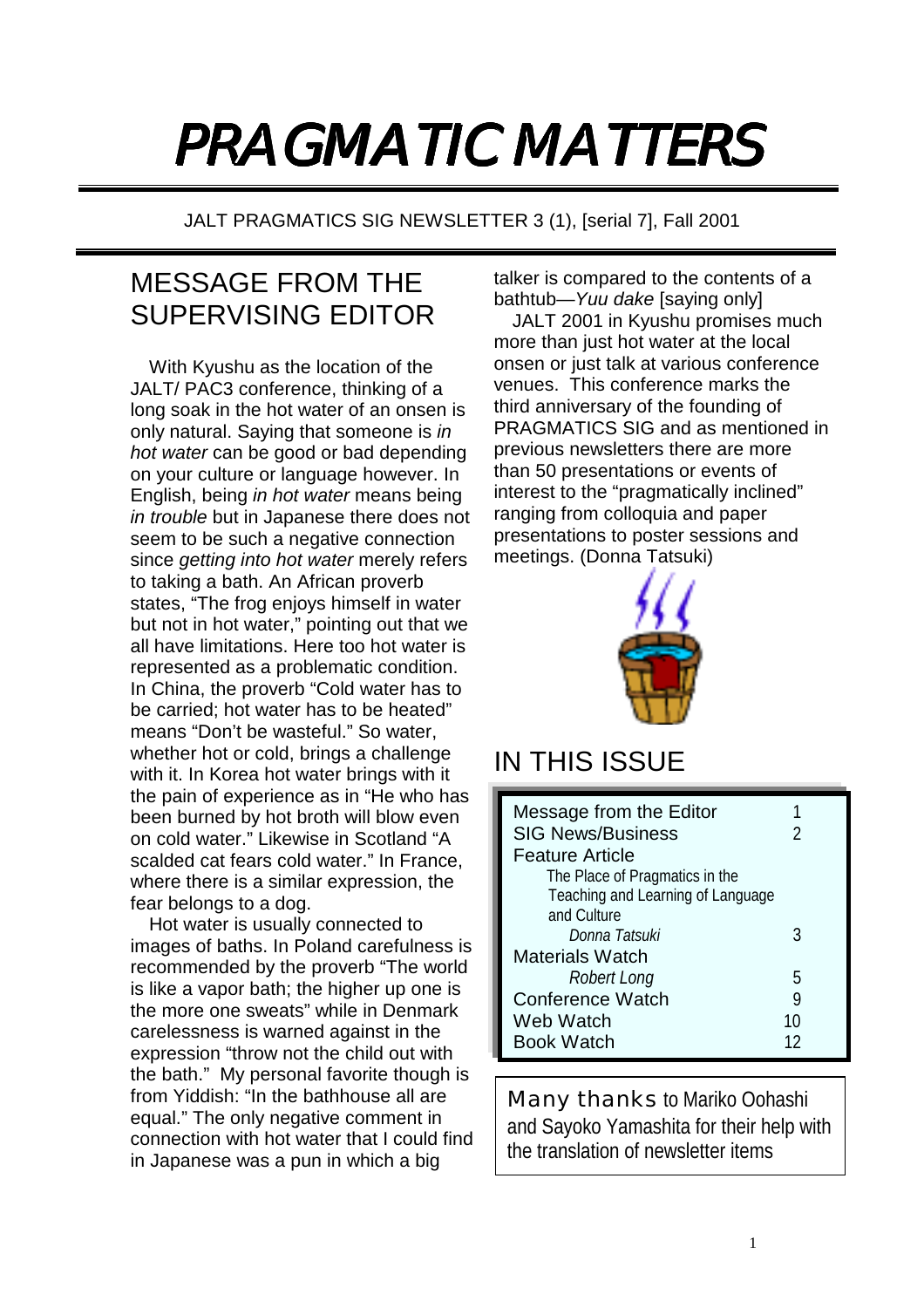# PRAGMATIC MATTERS

JALT PRAGMATICS SIG NEWSLETTER 3 (1), [serial 7], Fall 2001

## MESSAGE FROM THE SUPERVISING EDITOR

With Kyushu as the location of the JALT/ PAC3 conference, thinking of a long soak in the hot water of an onsen is only natural. Saying that someone is *in hot water* can be good or bad depending on your culture or language however. In English, being *in hot water* means being *in trouble* but in Japanese there does not seem to be such a negative connection since *getting into hot water* merely refers to taking a bath. An African proverb states, "The frog enjoys himself in water but not in hot water," pointing out that we all have limitations. Here too hot water is represented as a problematic condition. In China, the proverb "Cold water has to be carried; hot water has to be heated" means "Don't be wasteful." So water, whether hot or cold, brings a challenge with it. In Korea hot water brings with it the pain of experience as in "He who has been burned by hot broth will blow even on cold water." Likewise in Scotland "A scalded cat fears cold water." In France, where there is a similar expression, the fear belongs to a dog.

Hot water is usually connected to images of baths. In Poland carefulness is recommended by the proverb "The world is like a vapor bath; the higher up one is the more one sweats" while in Denmark carelessness is warned against in the expression "throw not the child out with the bath." My personal favorite though is from Yiddish: "In the bathhouse all are equal." The only negative comment in connection with hot water that I could find in Japanese was a pun in which a big talker is compared to the contents of a bathtub—*Yuu dake* [saying only]

JALT 2001 in Kyushu promises much more than just hot water at the local onsen or just talk at various conference venues. This conference marks the third anniversary of the founding of PRAGMATICS SIG and as mentioned in previous newsletters there are more than 50 presentations or events of interest to the "pragmatically inclined" ranging from colloquia and paper presentations to poster sessions and meetings. (Donna Tatsuki)

## IN THIS ISSUE

| | |
|---|---|
| Message from the Editor | 1 |
| SIG News/Business | 2 |
| Feature Article | |
| The Place of Pragmatics in the Teaching and Learning of Language and Culture *Donna Tatsuki* | 3 |
| Materials Watch *Robert Long* | 5 |
| Conference Watch | 9 |
| Web Watch | 10 |
| Book Watch | 12 |

Many thanks to Mariko Oohashi and Sayoko Yamashita for their help with the translation of newsletter items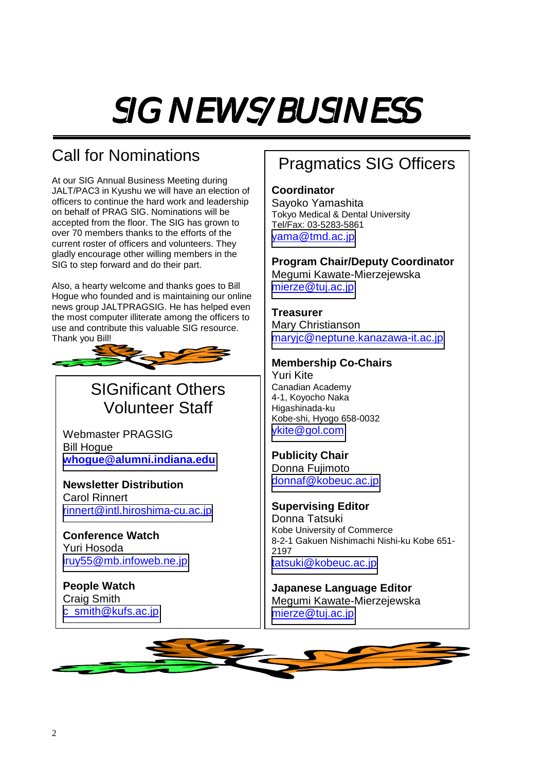# SIG NEWS/BUSINESS

## Call for Nominations

At our SIG Annual Business Meeting during JALT/PAC3 in Kyushu we will have an election of officers to continue the hard work and leadership on behalf of PRAG SIG. Nominations will be accepted from the floor. The SIG has grown to over 70 members thanks to the efforts of the current roster of officers and volunteers. They gladly encourage other willing members in the SIG to step forward and do their part.

Also, a hearty welcome and thanks goes to Bill Hogue who founded and is maintaining our online news group JALTPRAGSIG. He has helped even the most computer illiterate among the officers to use and contribute this valuable SIG resource. Thank you Bill!

## SIGnificant Others Volunteer Staff

Webmaster PRAGSIG
Bill Hogue
**whogue@alumni.indiana.edu**

**Newsletter Distribution**
Carol Rinnert
rinnert@intl.hiroshima-cu.ac.jp

**Conference Watch**
Yuri Hosoda
iruy55@mb.infoweb.ne.jp

**People Watch**
Craig Smith
c_smith@kufs.ac.jp

## Pragmatics SIG Officers

**Coordinator**
Sayoko Yamashita
Tokyo Medical & Dental University
Tel/Fax: 03-5283-5861
yama@tmd.ac.jp

**Program Chair/Deputy Coordinator**
Megumi Kawate-Mierzejewska
mierze@tuj.ac.jp

**Treasurer**
Mary Christianson
maryjc@neptune.kanazawa-it.ac.jp

**Membership Co-Chairs**
Yuri Kite
Canadian Academy
4-1, Koyocho Naka
Higashinada-ku
Kobe-shi, Hyogo 658-0032
ykite@gol.com

**Publicity Chair**
Donna Fujimoto
donnaf@kobeuc.ac.jp

**Supervising Editor**
Donna Tatsuki
Kobe University of Commerce
8-2-1 Gakuen Nishimachi Nishi-ku Kobe 651-2197
tatsuki@kobeuc.ac.jp

**Japanese Language Editor**
Megumi Kawate-Mierzejewska
mierze@tuj.ac.jp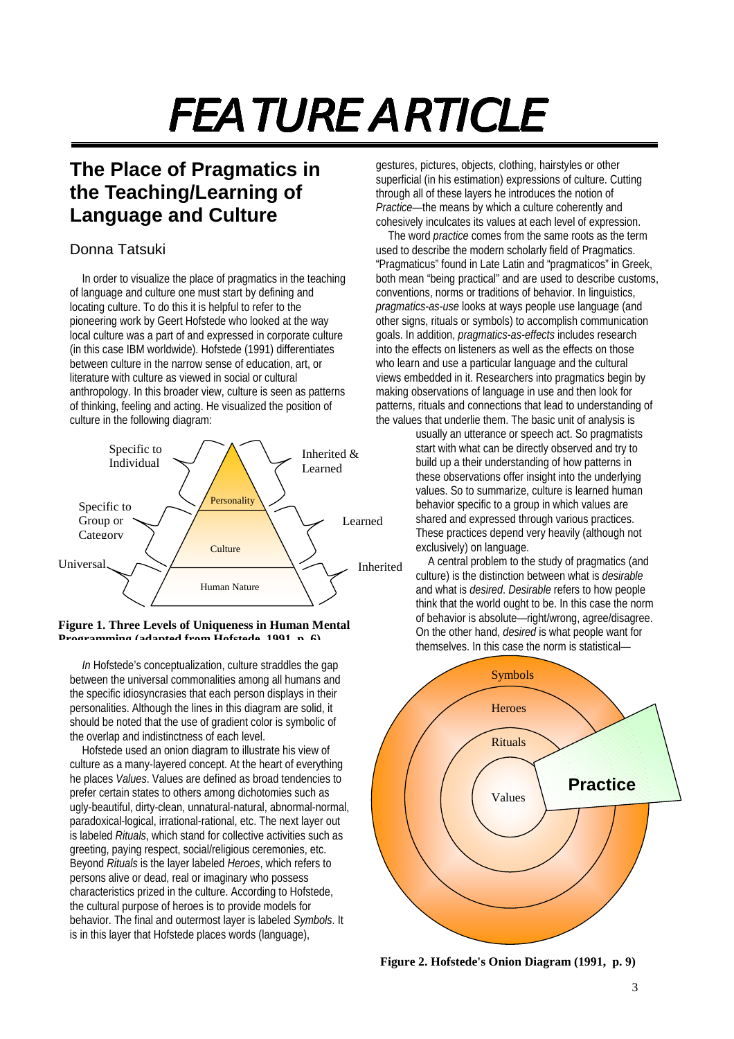# FEATURE ARTICLE

## The Place of Pragmatics in the Teaching/Learning of Language and Culture

Donna Tatsuki

In order to visualize the place of pragmatics in the teaching of language and culture one must start by defining and locating culture. To do this it is helpful to refer to the pioneering work by Geert Hofstede who looked at the way local culture was a part of and expressed in corporate culture (in this case IBM worldwide). Hofstede (1991) differentiates between culture in the narrow sense of education, art, or literature with culture as viewed in social or cultural anthropology. In this broader view, culture is seen as patterns of thinking, feeling and acting. He visualized the position of culture in the following diagram:

**Figure 1. Three Levels of Uniqueness in Human Mental Programming (adapted from Hofstede, 1991, p. 6)**

*In* Hofstede's conceptualization, culture straddles the gap between the universal commonalities among all humans and the specific idiosyncrasies that each person displays in their personalities. Although the lines in this diagram are solid, it should be noted that the use of gradient color is symbolic of the overlap and indistinctness of each level.

Hofstede used an onion diagram to illustrate his view of culture as a many-layered concept. At the heart of everything he places *Values*. Values are defined as broad tendencies to prefer certain states to others among dichotomies such as ugly-beautiful, dirty-clean, unnatural-natural, abnormal-normal, paradoxical-logical, irrational-rational, etc. The next layer out is labeled *Rituals*, which stand for collective activities such as greeting, paying respect, social/religious ceremonies, etc. Beyond *Rituals* is the layer labeled *Heroes*, which refers to persons alive or dead, real or imaginary who possess characteristics prized in the culture. According to Hofstede, the cultural purpose of heroes is to provide models for behavior. The final and outermost layer is labeled *Symbols*. It is in this layer that Hofstede places words (language), gestures, pictures, objects, clothing, hairstyles or other superficial (in his estimation) expressions of culture. Cutting through all of these layers he introduces the notion of *Practice*—the means by which a culture coherently and cohesively inculcates its values at each level of expression.

The word *practice* comes from the same roots as the term used to describe the modern scholarly field of Pragmatics. "Pragmaticus" found in Late Latin and "pragmaticos" in Greek, both mean "being practical" and are used to describe customs, conventions, norms or traditions of behavior. In linguistics, *pragmatics-as-use* looks at ways people use language (and other signs, rituals or symbols) to accomplish communication goals. In addition, *pragmatics-as-effects* includes research into the effects on listeners as well as the effects on those who learn and use a particular language and the cultural views embedded in it. Researchers into pragmatics begin by making observations of language in use and then look for patterns, rituals and connections that lead to understanding of the values that underlie them. The basic unit of analysis is usually an utterance or speech act. So pragmatists start with what can be directly observed and try to build up a their understanding of how patterns in these observations offer insight into the underlying values. So to summarize, culture is learned human behavior specific to a group in which values are shared and expressed through various practices. These practices depend very heavily (although not exclusively) on language.

A central problem to the study of pragmatics (and culture) is the distinction between what is *desirable* and what is *desired*. *Desirable* refers to how people think that the world ought to be. In this case the norm of behavior is absolute—right/wrong, agree/disagree. On the other hand, *desired* is what people want for themselves. In this case the norm is statistical—

**Figure 2. Hofstede's Onion Diagram (1991, p. 9)**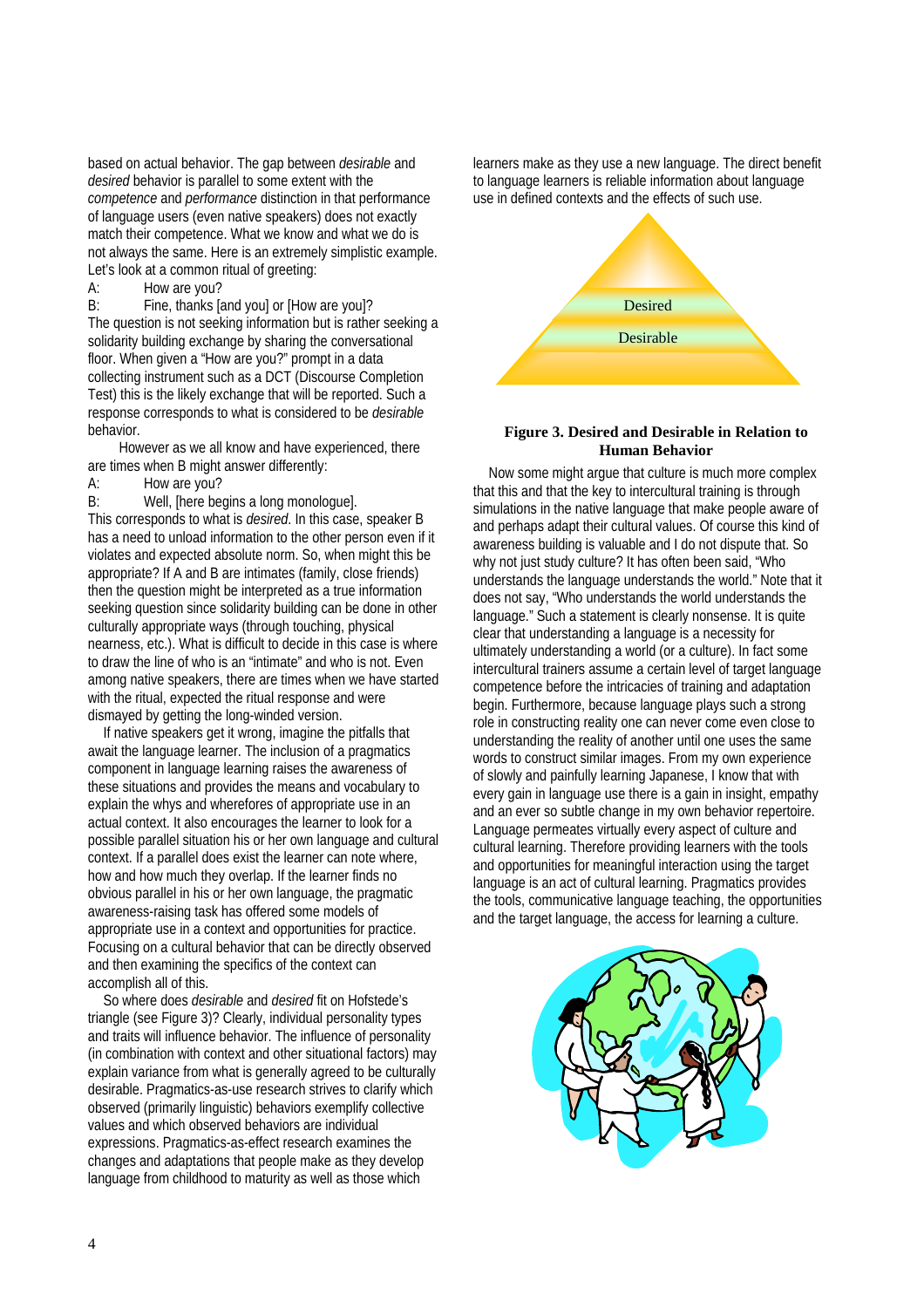based on actual behavior. The gap between *desirable* and *desired* behavior is parallel to some extent with the *competence* and *performance* distinction in that performance of language users (even native speakers) does not exactly match their competence. What we know and what we do is not always the same. Here is an extremely simplistic example. Let's look at a common ritual of greeting:

A: How are you?

B: Fine, thanks [and you] or [How are you]?

The question is not seeking information but is rather seeking a solidarity building exchange by sharing the conversational floor. When given a "How are you?" prompt in a data collecting instrument such as a DCT (Discourse Completion Test) this is the likely exchange that will be reported. Such a response corresponds to what is considered to be *desirable* behavior.

However as we all know and have experienced, there are times when B might answer differently:

A: How are you?

B: Well, [here begins a long monologue].

This corresponds to what is *desired*. In this case, speaker B has a need to unload information to the other person even if it violates and expected absolute norm. So, when might this be appropriate? If A and B are intimates (family, close friends) then the question might be interpreted as a true information seeking question since solidarity building can be done in other culturally appropriate ways (through touching, physical nearness, etc.). What is difficult to decide in this case is where to draw the line of who is an "intimate" and who is not. Even among native speakers, there are times when we have started with the ritual, expected the ritual response and were dismayed by getting the long-winded version.

If native speakers get it wrong, imagine the pitfalls that await the language learner. The inclusion of a pragmatics component in language learning raises the awareness of these situations and provides the means and vocabulary to explain the whys and wherefores of appropriate use in an actual context. It also encourages the learner to look for a possible parallel situation his or her own language and cultural context. If a parallel does exist the learner can note where, how and how much they overlap. If the learner finds no obvious parallel in his or her own language, the pragmatic awareness-raising task has offered some models of appropriate use in a context and opportunities for practice. Focusing on a cultural behavior that can be directly observed and then examining the specifics of the context can accomplish all of this.

So where does *desirable* and *desired* fit on Hofstede's triangle (see Figure 3)? Clearly, individual personality types and traits will influence behavior. The influence of personality (in combination with context and other situational factors) may explain variance from what is generally agreed to be culturally desirable. Pragmatics-as-use research strives to clarify which observed (primarily linguistic) behaviors exemplify collective values and which observed behaviors are individual expressions. Pragmatics-as-effect research examines the changes and adaptations that people make as they develop language from childhood to maturity as well as those which learners make as they use a new language. The direct benefit to language learners is reliable information about language use in defined contexts and the effects of such use.

Desired

Desirable

**Figure 3. Desired and Desirable in Relation to Human Behavior**

Now some might argue that culture is much more complex that this and that the key to intercultural training is through simulations in the native language that make people aware of and perhaps adapt their cultural values. Of course this kind of awareness building is valuable and I do not dispute that. So why not just study culture? It has often been said, "Who understands the language understands the world." Note that it does not say, "Who understands the world understands the language." Such a statement is clearly nonsense. It is quite clear that understanding a language is a necessity for ultimately understanding a world (or a culture). In fact some intercultural trainers assume a certain level of target language competence before the intricacies of training and adaptation begin. Furthermore, because language plays such a strong role in constructing reality one can never come even close to understanding the reality of another until one uses the same words to construct similar images. From my own experience of slowly and painfully learning Japanese, I know that with every gain in language use there is a gain in insight, empathy and an ever so subtle change in my own behavior repertoire. Language permeates virtually every aspect of culture and cultural learning. Therefore providing learners with the tools and opportunities for meaningful interaction using the target language is an act of cultural learning. Pragmatics provides the tools, communicative language teaching, the opportunities and the target language, the access for learning a culture.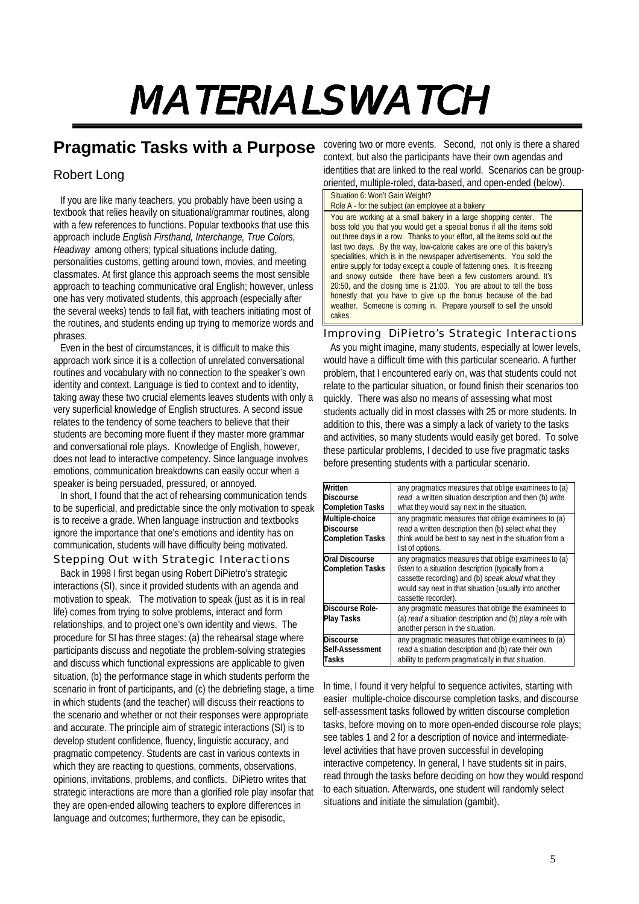# MATERIALS WATCH

## Pragmatic Tasks with a Purpose

Robert Long

If you are like many teachers, you probably have been using a textbook that relies heavily on situational/grammar routines, along with a few references to functions. Popular textbooks that use this approach include *English Firsthand, Interchange, True Colors, Headway* among others; typical situations include dating, personalities customs, getting around town, movies, and meeting classmates. At first glance this approach seems the most sensible approach to teaching communicative oral English; however, unless one has very motivated students, this approach (especially after the several weeks) tends to fall flat, with teachers initiating most of the routines, and students ending up trying to memorize words and phrases.

Even in the best of circumstances, it is difficult to make this approach work since it is a collection of unrelated conversational routines and vocabulary with no connection to the speaker's own identity and context. Language is tied to context and to identity, taking away these two crucial elements leaves students with only a very superficial knowledge of English structures. A second issue relates to the tendency of some teachers to believe that their students are becoming more fluent if they master more grammar and conversational role plays. Knowledge of English, however, does not lead to interactive competency. Since language involves emotions, communication breakdowns can easily occur when a speaker is being persuaded, pressured, or annoyed.

In short, I found that the act of rehearsing communication tends to be superficial, and predictable since the only motivation to speak is to receive a grade. When language instruction and textbooks ignore the importance that one's emotions and identity has on communication, students will have difficulty being motivated.

### Stepping Out with Strategic Interactions

Back in 1998 I first began using Robert DiPietro's strategic interactions (SI), since it provided students with an agenda and motivation to speak. The motivation to speak (just as it is in real life) comes from trying to solve problems, interact and form relationships, and to project one's own identity and views. The procedure for SI has three stages: (a) the rehearsal stage where participants discuss and negotiate the problem-solving strategies and discuss which functional expressions are applicable to given situation, (b) the performance stage in which students perform the scenario in front of participants, and (c) the debriefing stage, a time in which students (and the teacher) will discuss their reactions to the scenario and whether or not their responses were appropriate and accurate. The principle aim of strategic interactions (SI) is to develop student confidence, fluency, linguistic accuracy, and pragmatic competency. Students are cast in various contexts in which they are reacting to questions, comments, observations, opinions, invitations, problems, and conflicts. DiPietro writes that strategic interactions are more than a glorified role play insofar that they are open-ended allowing teachers to explore differences in language and outcomes; furthermore, they can be episodic, covering two or more events. Second, not only is there a shared context, but also the participants have their own agendas and identities that are linked to the real world. Scenarios can be group-oriented, multiple-roled, data-based, and open-ended (below).

> Situation 6: Won't Gain Weight?
> Role A - for the subject (an employee at a bakery
>
> You are working at a small bakery in a large shopping center. The boss told you that you would get a special bonus if all the items sold out three days in a row. Thanks to your effort, all the items sold out the last two days. By the way, low-calorie cakes are one of this bakery's specialities, which is in the newspaper advertisements. You sold the entire supply for today except a couple of fattening ones. It is freezing and snowy outside there have been a few customers around. It's 20:50, and the closing time is 21:00. You are about to tell the boss honestly that you have to give up the bonus because of the bad weather. Someone is coming in. Prepare yourself to sell the unsold cakes.

### Improving DiPietro's Strategic Interactions

As you might imagine, many students, especially at lower levels, would have a difficult time with this particular sceneario. A further problem, that I encountered early on, was that students could not relate to the particular situation, or found finish their scenarios too quickly. There was also no means of assessing what most students actually did in most classes with 25 or more students. In addition to this, there was a simply a lack of variety to the tasks and activities, so many students would easily get bored. To solve these particular problems, I decided to use five pragmatic tasks before presenting students with a particular scenario.

| | |
|---|---|
| **Written Discourse Completion Tasks** | any pragmatics measures that oblige examinees to (a) *read* a written situation description and then (b) *write* what they would say next in the situation. |
| **Multiple-choice Discourse Completion Tasks** | any pragmatic measures that oblige examinees to (a) *read* a written description then (b) select what they think would be best to say next in the situation from a list of options. |
| **Oral Discourse Completion Tasks** | any pragmatic measures that oblige examinees to (a) *listen* to a situation description (typically from a cassette recording) and (b) *speak aloud* what they would say next in that situation (usually into another cassette recorder). |
| **Discourse Role-Play Tasks** | any pragmatic measures that oblige the examinees to (a) *read* a situation description and (b) *play a role* with another person in the situation. |
| **Discourse Self-Assessment Tasks** | any pragmatic measures that oblige examinees to (a) *read* a situation description and (b) *rate* their own ability to perform pragmatically in that situation. |

In time, I found it very helpful to sequence activites, starting with easier multiple-choice discourse completion tasks, and discourse self-assessment tasks followed by written discourse completion tasks, before moving on to more open-ended discourse role plays; see tables 1 and 2 for a description of novice and intermediate-level activities that have proven successful in developing interactive competency. In general, I have students sit in pairs, read through the tasks before deciding on how they would respond to each situation. Afterwards, one student will randomly select situations and initiate the simulation (gambit).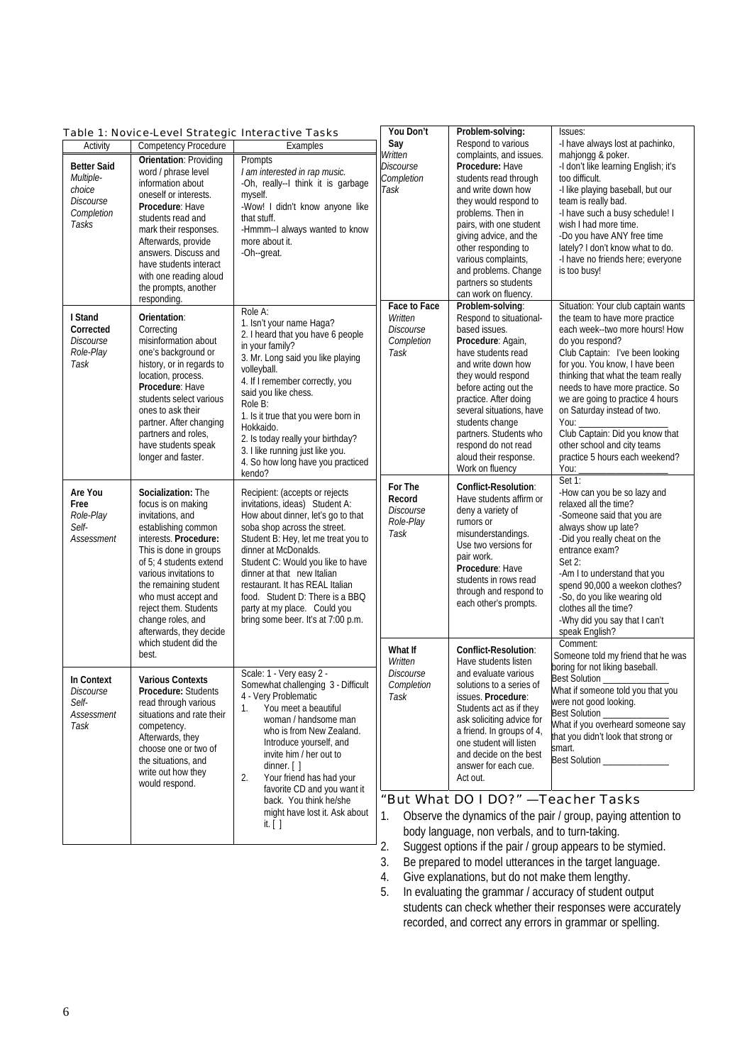Table 1: Novice-Level Strategic Interactive Tasks

| Activity | Competency Procedure | Examples |
|---|---|---|
| **Better Said** *Multiple-choice Discourse Completion Tasks* | **Orientation**: Providing word / phrase level information about oneself or interests. **Procedure**: Have students read and mark their responses. Afterwards, provide answers. Discuss and have students interact with one reading aloud the prompts, another responding. | Prompts *I am interested in rap music.* -Oh, really--I think it is garbage myself. -Wow! I didn't know anyone like that stuff. -Hmmm--I always wanted to know more about it. -Oh--great. |
| **I Stand Corrected** *Discourse Role-Play Task* | **Orientation**: Correcting misinformation about one's background or history, or in regards to location, process. **Procedure**: Have students select various ones to ask their partner. After changing partners and roles, have students speak longer and faster. | Role A: 1. Isn't your name Haga? 2. I heard that you have 6 people in your family? 3. Mr. Long said you like playing volleyball. 4. If I remember correctly, you said you like chess. Role B: 1. Is it true that you were born in Hokkaido. 2. Is today really your birthday? 3. I like running just like you. 4. So how long have you practiced kendo? |
| **Are You Free** *Role-Play Self-Assessment* | **Socialization:** The focus is on making invitations, and establishing common interests. **Procedure:** This is done in groups of 5; 4 students extend various invitations to the remaining student who must accept and reject them. Students change roles, and afterwards, they decide which student did the best. | Recipient: (accepts or rejects invitations, ideas) Student A: How about dinner, let's go to that soba shop across the street. Student B: Hey, let me treat you to dinner at McDonalds. Student C: Would you like to have dinner at that new Italian restaurant. It has REAL Italian food. Student D: There is a BBQ party at my place. Could you bring some beer. It's at 7:00 p.m. |
| **In Context** *Discourse Self-Assessment Task* | **Various Contexts Procedure:** Students read through various situations and rate their competency. Afterwards, they choose one or two of the situations, and write out how they would respond. | Scale: 1 - Very easy 2 - Somewhat challenging 3 - Difficult 4 - Very Problematic 1. You meet a beautiful woman / handsome man who is from New Zealand. Introduce yourself, and invite him / her out to dinner. [ ] 2. Your friend has had your favorite CD and you want it back. You think he/she might have lost it. Ask about it. [ ] |
| **You Don't Say** *Written Discourse Completion Task* | **Problem-solving:** Respond to various complaints, and issues. **Procedure:** Have students read through and write down how they would respond to problems. Then in pairs, with one student giving advice, and the other responding to various complaints, and problems. Change partners so students can work on fluency. | Issues: -I have always lost at pachinko, mahjongg & poker. -I don't like learning English; it's too difficult. -I like playing baseball, but our team is really bad. -I have such a busy schedule! I wish I had more time. -Do you have ANY free time lately? I don't know what to do. -I have no friends here; everyone is too busy! |
| **Face to Face** *Written Discourse Completion Task* | **Problem-solving**: Respond to situational-based issues. **Procedure**: Again, have students read and write down how they would respond before acting out the practice. After doing several situations, have students change partners. Students who respond do not read aloud their response. Work on fluency | Situation: Your club captain wants the team to have more practice each week--two more hours! How do you respond? Club Captain: I've been looking for you. You know, I have been thinking that what the team really needs to have more practice. So we are going to practice 4 hours on Saturday instead of two. You: ___________________ Club Captain: Did you know that other school and city teams practice 5 hours each weekend? You: ___________________ |
| **For The Record** *Discourse Role-Play Task* | **Conflict-Resolution**: Have students affirm or deny a variety of rumors or misunderstandings. Use two versions for pair work. **Procedure**: Have students in rows read through and respond to each other's prompts. | Set 1: -How can you be so lazy and relaxed all the time? -Someone said that you are always show up late? -Did you really cheat on the entrance exam? Set 2: -Am I to understand that you spend 90,000 a weekon clothes? -So, do you like wearing old clothes all the time? -Why did you say that I can't speak English? |
| **What If** *Written Discourse Completion Task* | **Conflict-Resolution**: Have students listen and evaluate various solutions to a series of issues. **Procedure**: Students act as if they ask soliciting advice for a friend. In groups of 4, one student will listen and decide on the best answer for each cue. Act out. | Comment: Someone told my friend that he was boring for not liking baseball. Best Solution ______________ What if someone told you that you were not good looking. Best Solution ______________ What if you overheard someone say that you didn't look that strong or smart. Best Solution ______________ |

## "But What DO I DO?" —Teacher Tasks

1. Observe the dynamics of the pair / group, paying attention to body language, non verbals, and to turn-taking.
2. Suggest options if the pair / group appears to be stymied.
3. Be prepared to model utterances in the target language.
4. Give explanations, but do not make them lengthy.
5. In evaluating the grammar / accuracy of student output students can check whether their responses were accurately recorded, and correct any errors in grammar or spelling.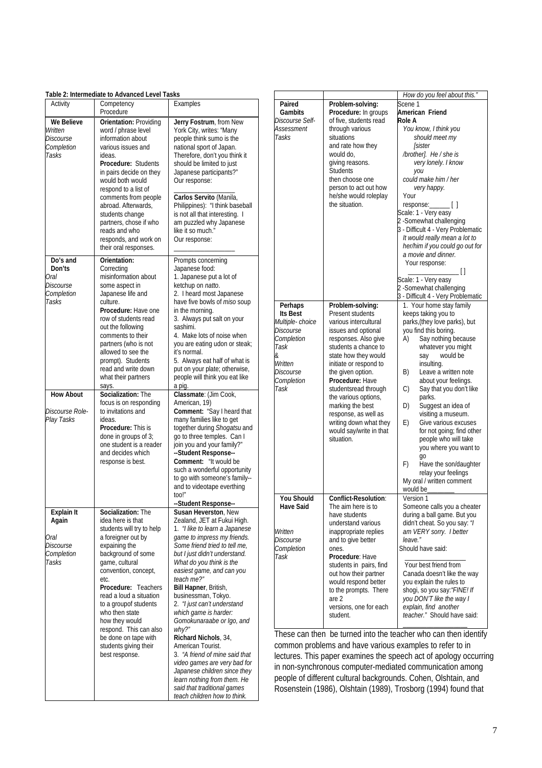**Table 2: Intermediate to Advanced Level Tasks**

| Activity | Competency Procedure | Examples |
|---|---|---|
| **We Believe** *Written Discourse Completion Tasks* | **Orientation:** Providing word / phrase level information about various issues and ideas. **Procedure:** Students in pairs decide on they would both would respond to a list of comments from people abroad. Afterwards, students change partners, chose if who reads and who responds, and work on their oral responses. | **Jerry Fostrum**, from New York City, writes: "Many people think sumo is the national sport of Japan. Therefore, don't you think it should be limited to just Japanese participants?" Our response: ________________ **Carlos Servito** (Manila, Philippines): "I think baseball is not all that interesting. I am puzzled why Japanese like it so much." Our response: ________________ |
| **Do's and Don'ts** *Oral Discourse Completion Tasks* | **Orientation:** Correcting misinformation about some aspect in Japanese life and culture. **Procedure:** Have one row of students read out the following comments to their partners (who is not allowed to see the prompt). Students read and write down what their partners says. | Prompts concerning Japanese food: 1. Japanese put a lot of ketchup on *natto*. 2. I heard most Japanese have five bowls of *miso* soup in the morning. 3. Always put salt on your sashimi. 4. Make lots of noise when you are eating udon or steak; it's normal. 5. Always eat half of what is put on your plate; otherwise, people will think you eat like a pig. |
| **How About** *Discourse Role-Play Tasks* | **Socialization:** The focus is on responding to invitations and ideas. **Procedure:** This is done in groups of 3; one student is a reader and decides which response is best. | **Classmate**: (Jim Cook, American, 19) **Comment:** "Say I heard that many families like to get together during *Shogatsu* and go to three temples. Can I join you and your family?" **--Student Response--** **Comment:** "It would be such a wonderful opportunity to go with someone's family--and to videotape everthing too!" **--Student Response--** |
| **Explain It Again** *Oral Discourse Completion Tasks* | **Socialization:** The idea here is that students will try to help a foreigner out by expaining the background of some game, cultural convention, concept, etc. **Procedure:** Teachers read a loud a situation to a groupof students who then state how they would respond. This can also be done on tape with students giving their best response. | **Susan Heverston**, New Zealand, JET at Fukui High. 1. *"I like to learn a Japanese game to impress my friends. Some friend tried to tell me, but I just didn't understand. What do you think is the easiest game, and can you teach me?"* **Bill Hapner**, British, businessman, Tokyo. 2. *"I just can't understand which game is harder: Gomokunaraabe or Igo, and why?"* **Richard Nichols**, 34, American Tourist. 3. *"A friend of mine said that video games are very bad for Japanese children since they learn nothing from them. He said that traditional games teach children how to think.* |
| | | *How do you feel about this."* |
| **Paired Gambits** *Discourse Self-Assessment Tasks* | **Problem-solving: Procedure:** In groups of five, students read through various situations and rate how they would do, giving reasons. Students then choose one person to act out how he/she would roleplay the situation. | Scene 1 **American Friend Role A** *You know, I think you should meet my [sister /brother]. He / she is very lonely. I know you could make him / her very happy.* Your response:______ [ ] Scale: 1 - Very easy 2 -Somewhat challenging 3 - Difficult 4 - Very Problematic *It would really mean a lot to her/him if you could go out for a movie and dinner.* Your response: ____________ [ ] Scale: 1 - Very easy 2 -Somewhat challenging 3 - Difficult 4 - Very Problematic |
| **Perhaps Its Best** *Multiple- choice Discourse Completion Task & Written Discourse Completion Task* | **Problem-solving:** Present students various intercultural issues and optional responses. Also give students a chance to state how they would initiate or respond to the given option. **Procedure:** Have studentsread through the various options, marking the best response, as well as writing down what they would say/write in that situation. | 1. Your home stay family keeps taking you to parks,(they love parks), but you find this boring. A) Say nothing because whatever you might say would be insulting. B) Leave a written note about your feelings. C) Say that you don't like parks. D) Suggest an idea of visiting a museum. E) Give various excuses for not going; find other people who will take you where you want to go F) Have the son/daughter relay your feelings My oral / written comment would be________ |
| **You Should Have Said** *Written Discourse Completion Task* | **Conflict-Resolution**: The aim here is to have students understand various inappropriate replies and to give better ones. **Procedure**: Have students in pairs, find out how their partner would respond better to the prompts. There are 2 versions, one for each student. | Version 1 Someone calls you a cheater during a ball game. But you didn't cheat. So you say: *"I am VERY sorry. I better leave."* Should have said: ________________ Your best friend from Canada doesn't like the way you explain the rules to shogi, so you say:*"FINE! If you DON'T like the way I explain, find another teacher."* Should have said: ________________ |

These can then be turned into the teacher who can then identify common problems and have various examples to refer to in lectures. This paper examines the speech act of apology occurring in non-synchronous computer-mediated communication among people of different cultural backgrounds. Cohen, Olshtain, and Rosenstein (1986), Olshtain (1989), Trosborg (1994) found that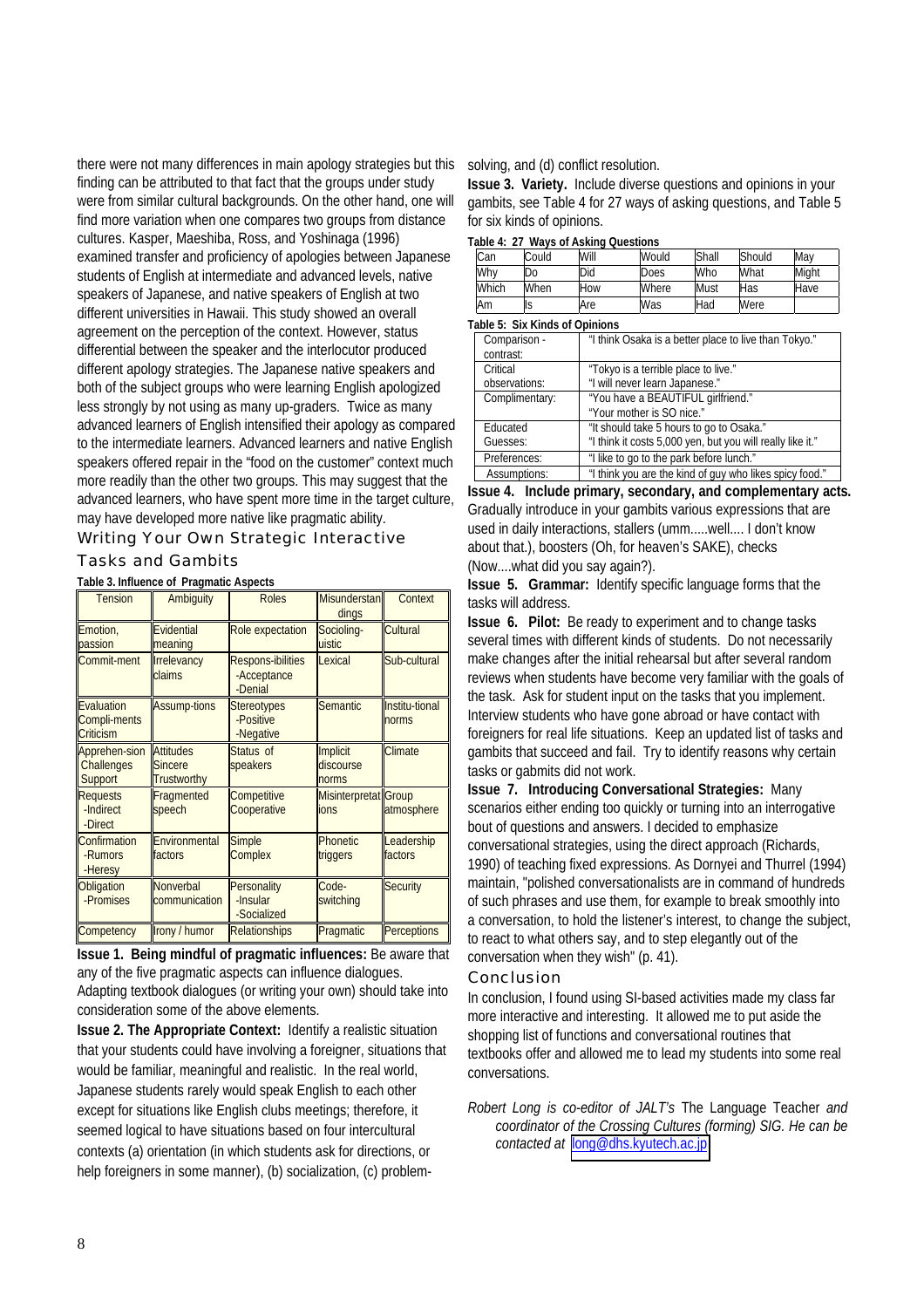there were not many differences in main apology strategies but this finding can be attributed to that fact that the groups under study were from similar cultural backgrounds. On the other hand, one will find more variation when one compares two groups from distance cultures. Kasper, Maeshiba, Ross, and Yoshinaga (1996) examined transfer and proficiency of apologies between Japanese students of English at intermediate and advanced levels, native speakers of Japanese, and native speakers of English at two different universities in Hawaii. This study showed an overall agreement on the perception of the context. However, status differential between the speaker and the interlocutor produced different apology strategies. The Japanese native speakers and both of the subject groups who were learning English apologized less strongly by not using as many up-graders. Twice as many advanced learners of English intensified their apology as compared to the intermediate learners. Advanced learners and native English speakers offered repair in the "food on the customer" context much more readily than the other two groups. This may suggest that the advanced learners, who have spent more time in the target culture, may have developed more native like pragmatic ability.

## Writing Your Own Strategic Interactive Tasks and Gambits

**Table 3. Influence of Pragmatic Aspects**

| Tension | Ambiguity | Roles | Misunderstandings | Context |
|---|---|---|---|---|
| Emotion, passion | Evidential meaning | Role expectation | Socioling-uistic | Cultural |
| Commit-ment | Irrelevancy claims | Respons-ibilities -Acceptance -Denial | Lexical | Sub-cultural |
| Evaluation Compli-ments Criticism | Assump-tions | Stereotypes -Positive -Negative | Semantic | Institu-tional norms |
| Apprehen-sion Challenges Support | Attitudes Sincere Trustworthy | Status of speakers | Implicit discourse norms | Climate |
| Requests -Indirect -Direct | Fragmented speech | Competitive Cooperative | Misinterpretat ions | Group atmosphere |
| Confirmation -Rumors -Heresy | Environmental factors | Simple Complex | Phonetic triggers | Leadership factors |
| Obligation -Promises | Nonverbal communication | Personality -Insular -Socialized | Code-switching | Security |
| Competency | Irony / humor | Relationships | Pragmatic | Perceptions |

**Issue 1. Being mindful of pragmatic influences:** Be aware that any of the five pragmatic aspects can influence dialogues. Adapting textbook dialogues (or writing your own) should take into consideration some of the above elements.

**Issue 2. The Appropriate Context:** Identify a realistic situation that your students could have involving a foreigner, situations that would be familiar, meaningful and realistic. In the real world, Japanese students rarely would speak English to each other except for situations like English clubs meetings; therefore, it seemed logical to have situations based on four intercultural contexts (a) orientation (in which students ask for directions, or help foreigners in some manner), (b) socialization, (c) problem-solving, and (d) conflict resolution.

**Issue 3. Variety.** Include diverse questions and opinions in your gambits, see Table 4 for 27 ways of asking questions, and Table 5 for six kinds of opinions.

**Table 4: 27 Ways of Asking Questions**

| Can | Could | Will | Would | Shall | Should | May |
|---|---|---|---|---|---|---|
| Why | Do | Did | Does | Who | What | Might |
| Which | When | How | Where | Must | Has | Have |
| Am | Is | Are | Was | Had | Were | |

**Table 5: Six Kinds of Opinions**

| | |
|---|---|
| Comparison - contrast: | "I think Osaka is a better place to live than Tokyo." |
| Critical observations: | "Tokyo is a terrible place to live." "I will never learn Japanese." |
| Complimentary: | "You have a BEAUTIFUL girlfriend." "Your mother is SO nice." |
| Educated Guesses: | "It should take 5 hours to go to Osaka." "I think it costs 5,000 yen, but you will really like it." |
| Preferences: | "I like to go to the park before lunch." |
| Assumptions: | "I think you are the kind of guy who likes spicy food." |

**Issue 4. Include primary, secondary, and complementary acts.** Gradually introduce in your gambits various expressions that are used in daily interactions, stallers (umm.....well.... I don't know about that.), boosters (Oh, for heaven's SAKE), checks (Now....what did you say again?).

**Issue 5. Grammar:** Identify specific language forms that the tasks will address.

**Issue 6. Pilot:** Be ready to experiment and to change tasks several times with different kinds of students. Do not necessarily make changes after the initial rehearsal but after several random reviews when students have become very familiar with the goals of the task. Ask for student input on the tasks that you implement. Interview students who have gone abroad or have contact with foreigners for real life situations. Keep an updated list of tasks and gambits that succeed and fail. Try to identify reasons why certain tasks or gabmits did not work.

**Issue 7. Introducing Conversational Strategies:** Many scenarios either ending too quickly or turning into an interrogative bout of questions and answers. I decided to emphasize conversational strategies, using the direct approach (Richards, 1990) of teaching fixed expressions. As Dornyei and Thurrel (1994) maintain, "polished conversationalists are in command of hundreds of such phrases and use them, for example to break smoothly into a conversation, to hold the listener's interest, to change the subject, to react to what others say, and to step elegantly out of the conversation when they wish" (p. 41).

## Conclusion

In conclusion, I found using SI-based activities made my class far more interactive and interesting. It allowed me to put aside the shopping list of functions and conversational routines that textbooks offer and allowed me to lead my students into some real conversations.

*Robert Long is co-editor of JALT's* The Language Teacher *and coordinator of the Crossing Cultures (forming) SIG. He can be contacted at* long@dhs.kyutech.ac.jp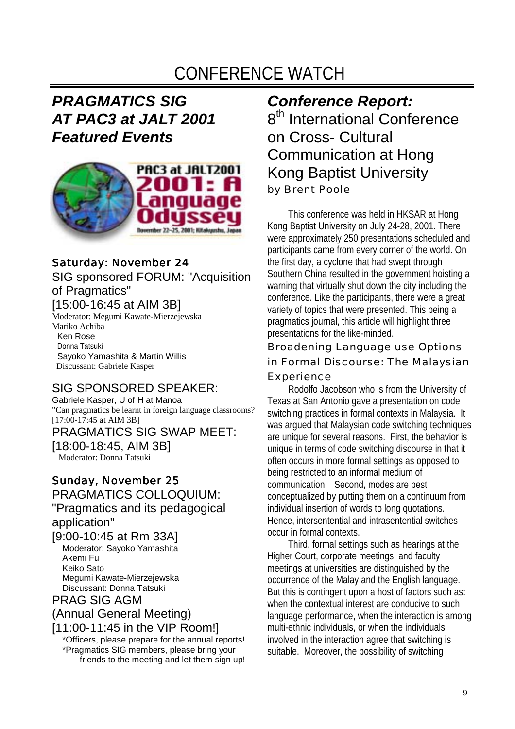# CONFERENCE WATCH

## *PRAGMATICS SIG AT PAC3 at JALT 2001 Featured Events*

### Saturday: November 24

SIG sponsored FORUM: "Acquisition of Pragmatics"
[15:00-16:45 at AIM 3B]

Moderator: Megumi Kawate-Mierzejewska
Mariko Achiba
Ken Rose
Donna Tatsuki
Sayoko Yamashita & Martin Willis
Discussant: Gabriele Kasper

SIG SPONSORED SPEAKER:
Gabriele Kasper, U of H at Manoa
"Can pragmatics be learnt in foreign language classrooms?
[17:00-17:45 at AIM 3B]

PRAGMATICS SIG SWAP MEET:
[18:00-18:45, AIM 3B]
Moderator: Donna Tatsuki

### Sunday, November 25

PRAGMATICS COLLOQUIUM:
"Pragmatics and its pedagogical application"
[9:00-10:45 at Rm 33A]

Moderator: Sayoko Yamashita
Akemi Fu
Keiko Sato
Megumi Kawate-Mierzejewska
Discussant: Donna Tatsuki

PRAG SIG AGM
(Annual General Meeting)
[11:00-11:45 in the VIP Room!]

*Officers, please prepare for the annual reports!
*Pragmatics SIG members, please bring your friends to the meeting and let them sign up!

## *Conference Report:* 8th International Conference on Cross- Cultural Communication at Hong Kong Baptist University

by Brent Poole

This conference was held in HKSAR at Hong Kong Baptist University on July 24-28, 2001. There were approximately 250 presentations scheduled and participants came from every corner of the world. On the first day, a cyclone that had swept through Southern China resulted in the government hoisting a warning that virtually shut down the city including the conference. Like the participants, there were a great variety of topics that were presented. This being a pragmatics journal, this article will highlight three presentations for the like-minded.

### Broadening Language use Options in Formal Discourse: The Malaysian Experience

Rodolfo Jacobson who is from the University of Texas at San Antonio gave a presentation on code switching practices in formal contexts in Malaysia. It was argued that Malaysian code switching techniques are unique for several reasons. First, the behavior is unique in terms of code switching discourse in that it often occurs in more formal settings as opposed to being restricted to an informal medium of communication. Second, modes are best conceptualized by putting them on a continuum from individual insertion of words to long quotations. Hence, intersentential and intrasentential switches occur in formal contexts.

Third, formal settings such as hearings at the Higher Court, corporate meetings, and faculty meetings at universities are distinguished by the occurrence of the Malay and the English language. But this is contingent upon a host of factors such as: when the contextual interest are conducive to such language performance, when the interaction is among multi-ethnic individuals, or when the individuals involved in the interaction agree that switching is suitable. Moreover, the possibility of switching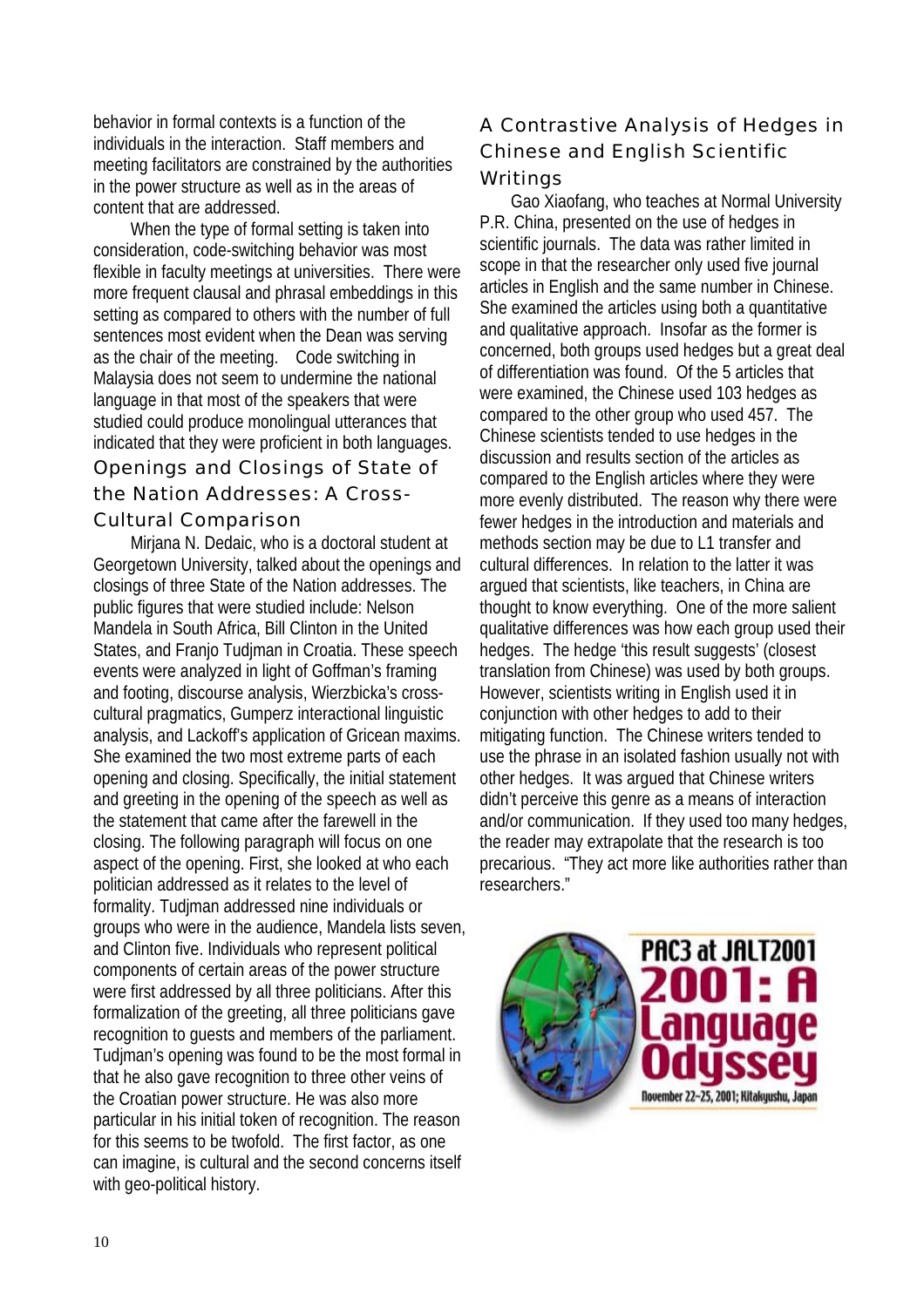behavior in formal contexts is a function of the individuals in the interaction. Staff members and meeting facilitators are constrained by the authorities in the power structure as well as in the areas of content that are addressed.

When the type of formal setting is taken into consideration, code-switching behavior was most flexible in faculty meetings at universities. There were more frequent clausal and phrasal embeddings in this setting as compared to others with the number of full sentences most evident when the Dean was serving as the chair of the meeting. Code switching in Malaysia does not seem to undermine the national language in that most of the speakers that were studied could produce monolingual utterances that indicated that they were proficient in both languages.

## Openings and Closings of State of the Nation Addresses: A Cross-Cultural Comparison

Mirjana N. Dedaic, who is a doctoral student at Georgetown University, talked about the openings and closings of three State of the Nation addresses. The public figures that were studied include: Nelson Mandela in South Africa, Bill Clinton in the United States, and Franjo Tudjman in Croatia. These speech events were analyzed in light of Goffman's framing and footing, discourse analysis, Wierzbicka's cross-cultural pragmatics, Gumperz interactional linguistic analysis, and Lackoff's application of Gricean maxims. She examined the two most extreme parts of each opening and closing. Specifically, the initial statement and greeting in the opening of the speech as well as the statement that came after the farewell in the closing. The following paragraph will focus on one aspect of the opening. First, she looked at who each politician addressed as it relates to the level of formality. Tudjman addressed nine individuals or groups who were in the audience, Mandela lists seven, and Clinton five. Individuals who represent political components of certain areas of the power structure were first addressed by all three politicians. After this formalization of the greeting, all three politicians gave recognition to guests and members of the parliament. Tudjman's opening was found to be the most formal in that he also gave recognition to three other veins of the Croatian power structure. He was also more particular in his initial token of recognition. The reason for this seems to be twofold. The first factor, as one can imagine, is cultural and the second concerns itself with geo-political history.

## A Contrastive Analysis of Hedges in Chinese and English Scientific Writings

Gao Xiaofang, who teaches at Normal University P.R. China, presented on the use of hedges in scientific journals. The data was rather limited in scope in that the researcher only used five journal articles in English and the same number in Chinese. She examined the articles using both a quantitative and qualitative approach. Insofar as the former is concerned, both groups used hedges but a great deal of differentiation was found. Of the 5 articles that were examined, the Chinese used 103 hedges as compared to the other group who used 457. The Chinese scientists tended to use hedges in the discussion and results section of the articles as compared to the English articles where they were more evenly distributed. The reason why there were fewer hedges in the introduction and materials and methods section may be due to L1 transfer and cultural differences. In relation to the latter it was argued that scientists, like teachers, in China are thought to know everything. One of the more salient qualitative differences was how each group used their hedges. The hedge 'this result suggests' (closest translation from Chinese) was used by both groups. However, scientists writing in English used it in conjunction with other hedges to add to their mitigating function. The Chinese writers tended to use the phrase in an isolated fashion usually not with other hedges. It was argued that Chinese writers didn't perceive this genre as a means of interaction and/or communication. If they used too many hedges, the reader may extrapolate that the research is too precarious. "They act more like authorities rather than researchers."

PAC3 at JALT2001
2001: A Language Odyssey
November 22-25, 2001; Kitakyushu, Japan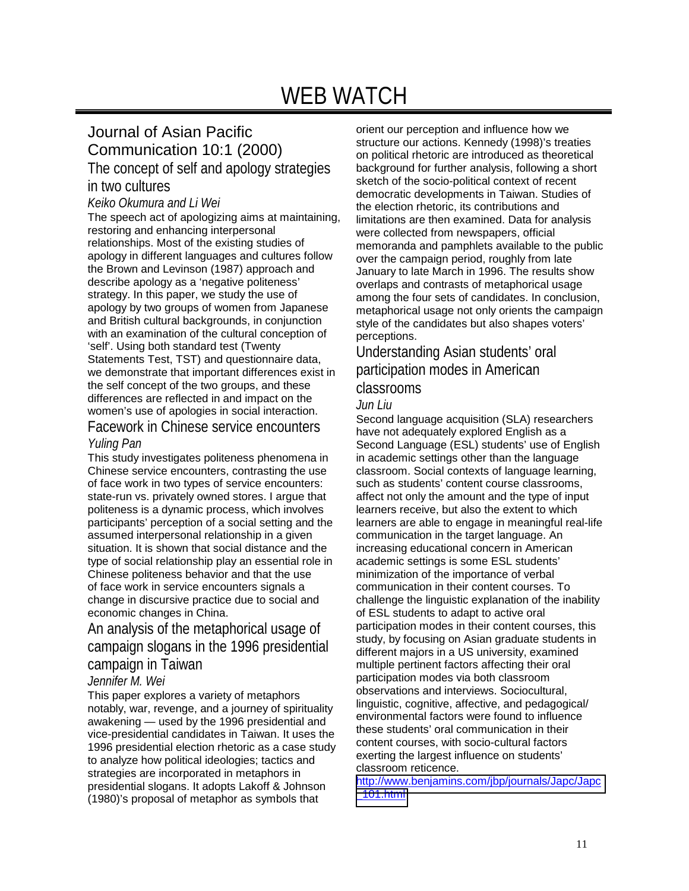# WEB WATCH

## Journal of Asian Pacific Communication 10:1 (2000)

### The concept of self and apology strategies in two cultures

*Keiko Okumura and Li Wei*

The speech act of apologizing aims at maintaining, restoring and enhancing interpersonal relationships. Most of the existing studies of apology in different languages and cultures follow the Brown and Levinson (1987) approach and describe apology as a 'negative politeness' strategy. In this paper, we study the use of apology by two groups of women from Japanese and British cultural backgrounds, in conjunction with an examination of the cultural conception of 'self'. Using both standard test (Twenty Statements Test, TST) and questionnaire data, we demonstrate that important differences exist in the self concept of the two groups, and these differences are reflected in and impact on the women's use of apologies in social interaction.

### Facework in Chinese service encounters

*Yuling Pan*

This study investigates politeness phenomena in Chinese service encounters, contrasting the use of face work in two types of service encounters: state-run vs. privately owned stores. I argue that politeness is a dynamic process, which involves participants' perception of a social setting and the assumed interpersonal relationship in a given situation. It is shown that social distance and the type of social relationship play an essential role in Chinese politeness behavior and that the use of face work in service encounters signals a change in discursive practice due to social and economic changes in China.

### An analysis of the metaphorical usage of campaign slogans in the 1996 presidential campaign in Taiwan

*Jennifer M. Wei*

This paper explores a variety of metaphors notably, war, revenge, and a journey of spirituality awakening — used by the 1996 presidential and vice-presidential candidates in Taiwan. It uses the 1996 presidential election rhetoric as a case study to analyze how political ideologies; tactics and strategies are incorporated in metaphors in presidential slogans. It adopts Lakoff & Johnson (1980)'s proposal of metaphor as symbols that orient our perception and influence how we structure our actions. Kennedy (1998)'s treaties on political rhetoric are introduced as theoretical background for further analysis, following a short sketch of the socio-political context of recent democratic developments in Taiwan. Studies of the election rhetoric, its contributions and limitations are then examined. Data for analysis were collected from newspapers, official memoranda and pamphlets available to the public over the campaign period, roughly from late January to late March in 1996. The results show overlaps and contrasts of metaphorical usage among the four sets of candidates. In conclusion, metaphorical usage not only orients the campaign style of the candidates but also shapes voters' perceptions.

### Understanding Asian students' oral participation modes in American classrooms

*Jun Liu*

Second language acquisition (SLA) researchers have not adequately explored English as a Second Language (ESL) students' use of English in academic settings other than the language classroom. Social contexts of language learning, such as students' content course classrooms, affect not only the amount and the type of input learners receive, but also the extent to which learners are able to engage in meaningful real-life communication in the target language. An increasing educational concern in American academic settings is some ESL students' minimization of the importance of verbal communication in their content courses. To challenge the linguistic explanation of the inability of ESL students to adapt to active oral participation modes in their content courses, this study, by focusing on Asian graduate students in different majors in a US university, examined multiple pertinent factors affecting their oral participation modes via both classroom observations and interviews. Sociocultural, linguistic, cognitive, affective, and pedagogical/ environmental factors were found to influence these students' oral communication in their content courses, with socio-cultural factors exerting the largest influence on students' classroom reticence.

http://www.benjamins.com/jbp/journals/Japc/Japc_101.html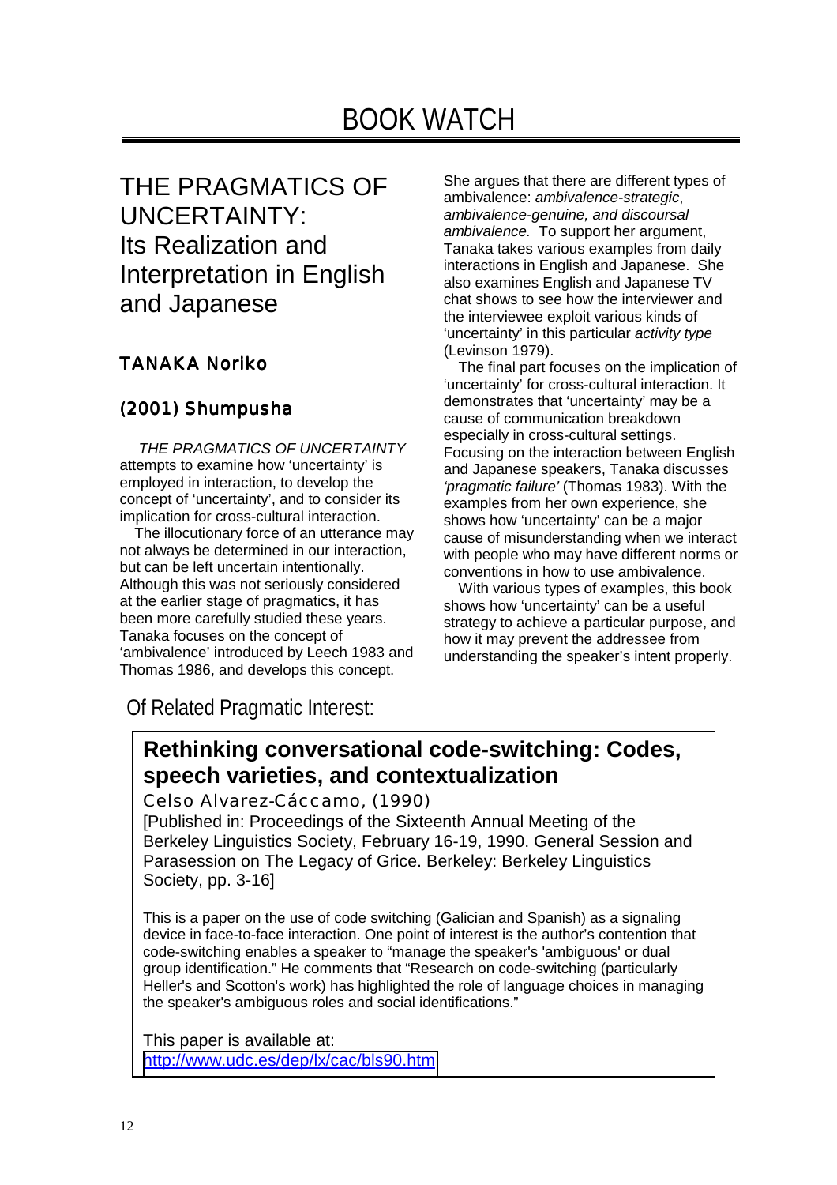# BOOK WATCH

## THE PRAGMATICS OF UNCERTAINTY: Its Realization and Interpretation in English and Japanese

### TANAKA Noriko

### (2001) Shumpusha

*THE PRAGMATICS OF UNCERTAINTY* attempts to examine how 'uncertainty' is employed in interaction, to develop the concept of 'uncertainty', and to consider its implication for cross-cultural interaction.

The illocutionary force of an utterance may not always be determined in our interaction, but can be left uncertain intentionally. Although this was not seriously considered at the earlier stage of pragmatics, it has been more carefully studied these years. Tanaka focuses on the concept of 'ambivalence' introduced by Leech 1983 and Thomas 1986, and develops this concept. She argues that there are different types of ambivalence: *ambivalence-strategic*, *ambivalence-genuine, and discoursal ambivalence.* To support her argument, Tanaka takes various examples from daily interactions in English and Japanese. She also examines English and Japanese TV chat shows to see how the interviewer and the interviewee exploit various kinds of 'uncertainty' in this particular *activity type* (Levinson 1979).

The final part focuses on the implication of 'uncertainty' for cross-cultural interaction. It demonstrates that 'uncertainty' may be a cause of communication breakdown especially in cross-cultural settings. Focusing on the interaction between English and Japanese speakers, Tanaka discusses *'pragmatic failure'* (Thomas 1983). With the examples from her own experience, she shows how 'uncertainty' can be a major cause of misunderstanding when we interact with people who may have different norms or conventions in how to use ambivalence.

With various types of examples, this book shows how 'uncertainty' can be a useful strategy to achieve a particular purpose, and how it may prevent the addressee from understanding the speaker's intent properly.

## Of Related Pragmatic Interest:

### Rethinking conversational code-switching: Codes, speech varieties, and contextualization

Celso Alvarez-Cáccamo, (1990)

[Published in: Proceedings of the Sixteenth Annual Meeting of the Berkeley Linguistics Society, February 16-19, 1990. General Session and Parasession on The Legacy of Grice. Berkeley: Berkeley Linguistics Society, pp. 3-16]

This is a paper on the use of code switching (Galician and Spanish) as a signaling device in face-to-face interaction. One point of interest is the author's contention that code-switching enables a speaker to "manage the speaker's 'ambiguous' or dual group identification." He comments that "Research on code-switching (particularly Heller's and Scotton's work) has highlighted the role of language choices in managing the speaker's ambiguous roles and social identifications."

This paper is available at:
http://www.udc.es/dep/lx/cac/bls90.htm